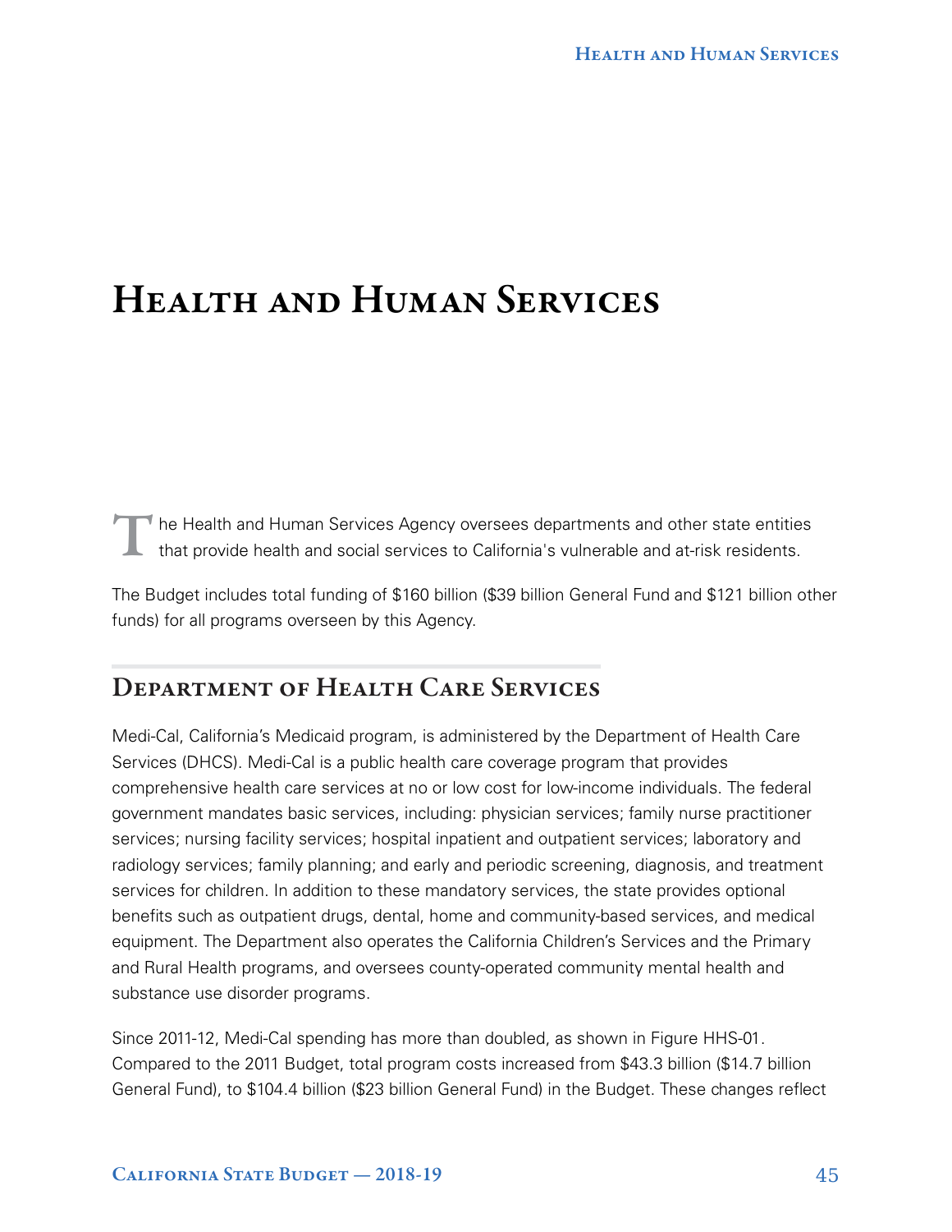# Health and Human Services

The Health and Human Services Agency oversees departments and other state entities that provide health and social services to California's vulnerable and at-risk residents.

The Budget includes total funding of $160 billion ($39 billion General Fund and $121 billion other funds) for all programs overseen by this Agency.

## Department of Health Care Services

Medi-Cal, California's Medicaid program, is administered by the Department of Health Care Services (DHCS). Medi-Cal is a public health care coverage program that provides comprehensive health care services at no or low cost for low-income individuals. The federal government mandates basic services, including: physician services; family nurse practitioner services; nursing facility services; hospital inpatient and outpatient services; laboratory and radiology services; family planning; and early and periodic screening, diagnosis, and treatment services for children. In addition to these mandatory services, the state provides optional benefits such as outpatient drugs, dental, home and community-based services, and medical equipment. The Department also operates the California Children's Services and the Primary and Rural Health programs, and oversees county-operated community mental health and substance use disorder programs.

Since 2011-12, Medi-Cal spending has more than doubled, as shown in Figure HHS-01. Compared to the 2011 Budget, total program costs increased from $43.3 billion ($14.7 billion General Fund), to $104.4 billion ($23 billion General Fund) in the Budget. These changes reflect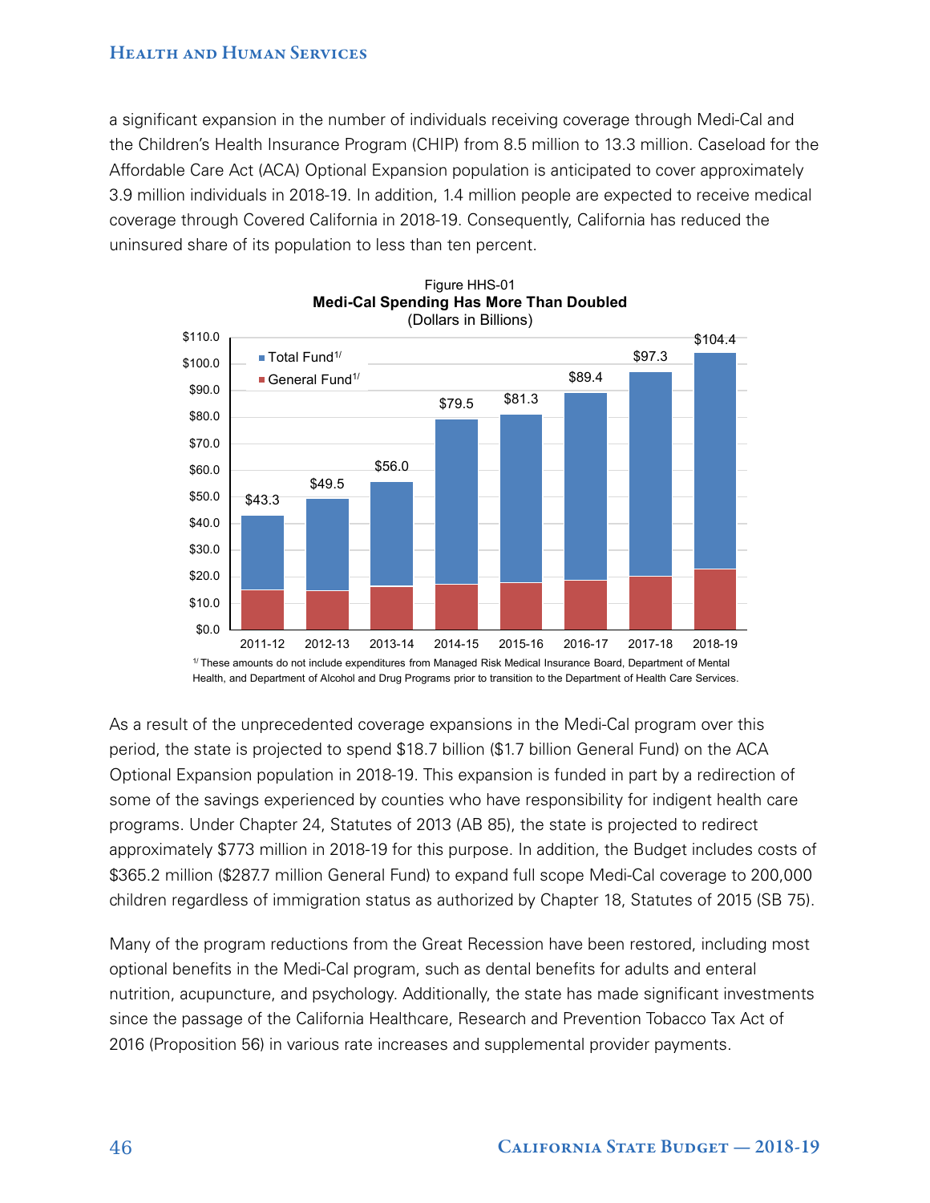a significant expansion in the number of individuals receiving coverage through Medi-Cal and the Children's Health Insurance Program (CHIP) from 8.5 million to 13.3 million. Caseload for the Affordable Care Act (ACA) Optional Expansion population is anticipated to cover approximately 3.9 million individuals in 2018-19. In addition, 1.4 million people are expected to receive medical coverage through Covered California in 2018-19. Consequently, California has reduced the uninsured share of its population to less than ten percent.

Figure HHS-01
**Medi-Cal Spending Has More Than Doubled**
(Dollars in Billions)

| | 2011-12 | 2012-13 | 2013-14 | 2014-15 | 2015-16 | 2016-17 | 2017-18 | 2018-19 |
|---|---|---|---|---|---|---|---|---|
| Total Fund[1/] | $43.3 | $49.5 | $56.0 | $79.5 | $81.3 | $89.4 | $97.3 | $104.4 |

[1/] These amounts do not include expenditures from Managed Risk Medical Insurance Board, Department of Mental Health, and Department of Alcohol and Drug Programs prior to transition to the Department of Health Care Services.

As a result of the unprecedented coverage expansions in the Medi-Cal program over this period, the state is projected to spend $18.7 billion ($1.7 billion General Fund) on the ACA Optional Expansion population in 2018-19. This expansion is funded in part by a redirection of some of the savings experienced by counties who have responsibility for indigent health care programs. Under Chapter 24, Statutes of 2013 (AB 85), the state is projected to redirect approximately $773 million in 2018-19 for this purpose. In addition, the Budget includes costs of $365.2 million ($287.7 million General Fund) to expand full scope Medi-Cal coverage to 200,000 children regardless of immigration status as authorized by Chapter 18, Statutes of 2015 (SB 75).

Many of the program reductions from the Great Recession have been restored, including most optional benefits in the Medi-Cal program, such as dental benefits for adults and enteral nutrition, acupuncture, and psychology. Additionally, the state has made significant investments since the passage of the California Healthcare, Research and Prevention Tobacco Tax Act of 2016 (Proposition 56) in various rate increases and supplemental provider payments.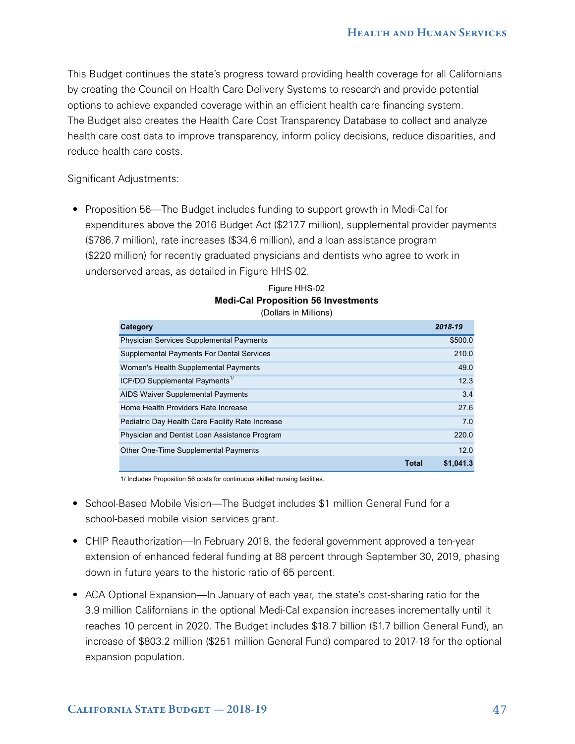This Budget continues the state's progress toward providing health coverage for all Californians by creating the Council on Health Care Delivery Systems to research and provide potential options to achieve expanded coverage within an efficient health care financing system. The Budget also creates the Health Care Cost Transparency Database to collect and analyze health care cost data to improve transparency, inform policy decisions, reduce disparities, and reduce health care costs.

Significant Adjustments:

- Proposition 56—The Budget includes funding to support growth in Medi-Cal for expenditures above the 2016 Budget Act ($217.7 million), supplemental provider payments ($786.7 million), rate increases ($34.6 million), and a loan assistance program ($220 million) for recently graduated physicians and dentists who agree to work in underserved areas, as detailed in Figure HHS-02.

Figure HHS-02

**Medi-Cal Proposition 56 Investments**

(Dollars in Millions)

| Category | 2018-19 |
|---|---|
| Physician Services Supplemental Payments | $500.0 |
| Supplemental Payments For Dental Services | 210.0 |
| Women's Health Supplemental Payments | 49.0 |
| ICF/DD Supplemental Payments[1/] | 12.3 |
| AIDS Waiver Supplemental Payments | 3.4 |
| Home Health Providers Rate Increase | 27.6 |
| Pediatric Day Health Care Facility Rate Increase | 7.0 |
| Physician and Dentist Loan Assistance Program | 220.0 |
| Other One-Time Supplemental Payments | 12.0 |
| **Total** | **$1,041.3** |

1/ Includes Proposition 56 costs for continuous skilled nursing facilities.

- School-Based Mobile Vision—The Budget includes $1 million General Fund for a school-based mobile vision services grant.

- CHIP Reauthorization—In February 2018, the federal government approved a ten-year extension of enhanced federal funding at 88 percent through September 30, 2019, phasing down in future years to the historic ratio of 65 percent.

- ACA Optional Expansion—In January of each year, the state's cost-sharing ratio for the 3.9 million Californians in the optional Medi-Cal expansion increases incrementally until it reaches 10 percent in 2020. The Budget includes $18.7 billion ($1.7 billion General Fund), an increase of $803.2 million ($251 million General Fund) compared to 2017-18 for the optional expansion population.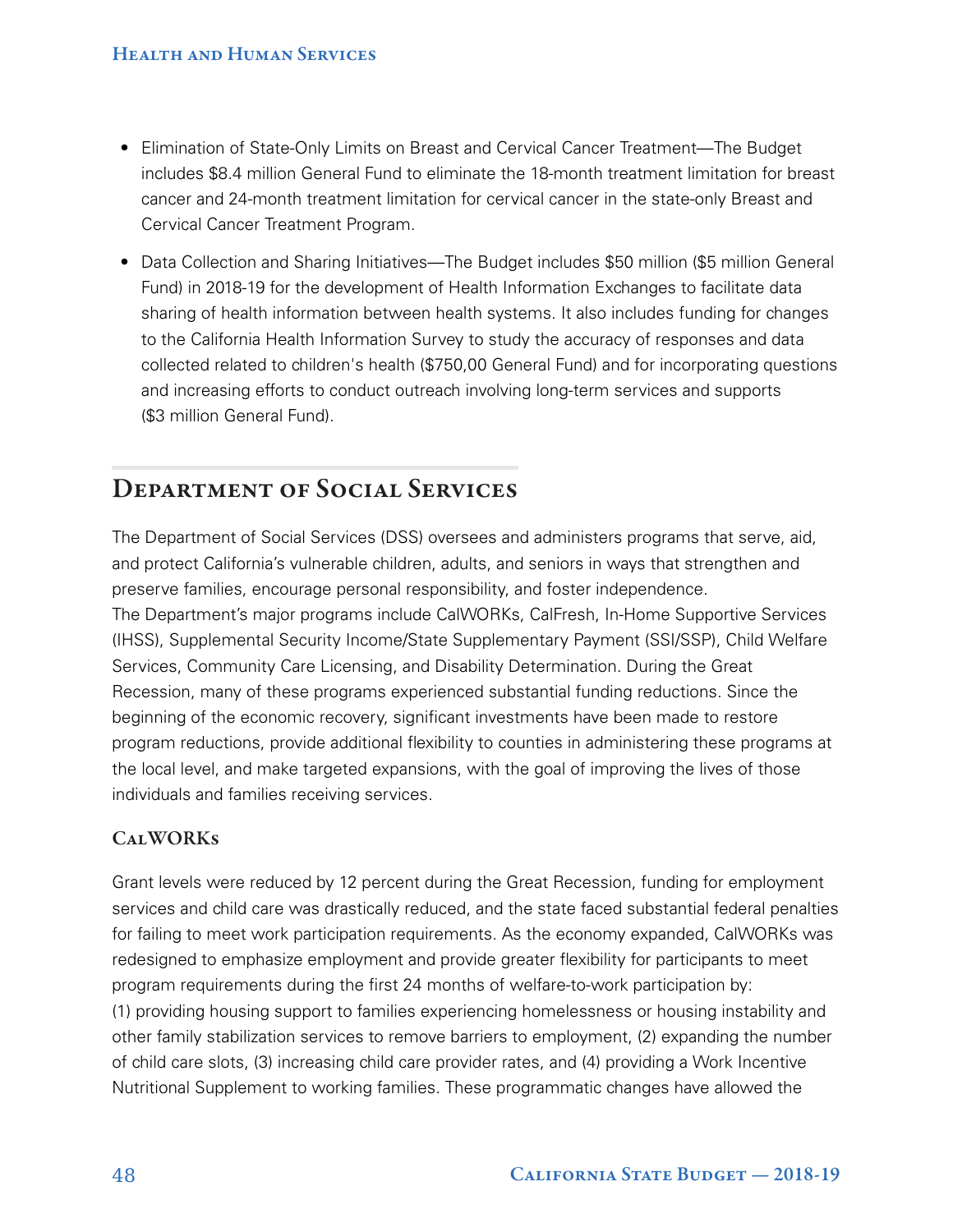- Elimination of State-Only Limits on Breast and Cervical Cancer Treatment—The Budget includes $8.4 million General Fund to eliminate the 18-month treatment limitation for breast cancer and 24-month treatment limitation for cervical cancer in the state-only Breast and Cervical Cancer Treatment Program.
- Data Collection and Sharing Initiatives—The Budget includes $50 million ($5 million General Fund) in 2018-19 for the development of Health Information Exchanges to facilitate data sharing of health information between health systems. It also includes funding for changes to the California Health Information Survey to study the accuracy of responses and data collected related to children's health ($750,00 General Fund) and for incorporating questions and increasing efforts to conduct outreach involving long-term services and supports ($3 million General Fund).

## Department of Social Services

The Department of Social Services (DSS) oversees and administers programs that serve, aid, and protect California's vulnerable children, adults, and seniors in ways that strengthen and preserve families, encourage personal responsibility, and foster independence. The Department's major programs include CalWORKs, CalFresh, In-Home Supportive Services (IHSS), Supplemental Security Income/State Supplementary Payment (SSI/SSP), Child Welfare Services, Community Care Licensing, and Disability Determination. During the Great Recession, many of these programs experienced substantial funding reductions. Since the beginning of the economic recovery, significant investments have been made to restore program reductions, provide additional flexibility to counties in administering these programs at the local level, and make targeted expansions, with the goal of improving the lives of those individuals and families receiving services.

### CalWORKs

Grant levels were reduced by 12 percent during the Great Recession, funding for employment services and child care was drastically reduced, and the state faced substantial federal penalties for failing to meet work participation requirements. As the economy expanded, CalWORKs was redesigned to emphasize employment and provide greater flexibility for participants to meet program requirements during the first 24 months of welfare-to-work participation by: (1) providing housing support to families experiencing homelessness or housing instability and other family stabilization services to remove barriers to employment, (2) expanding the number of child care slots, (3) increasing child care provider rates, and (4) providing a Work Incentive Nutritional Supplement to working families. These programmatic changes have allowed the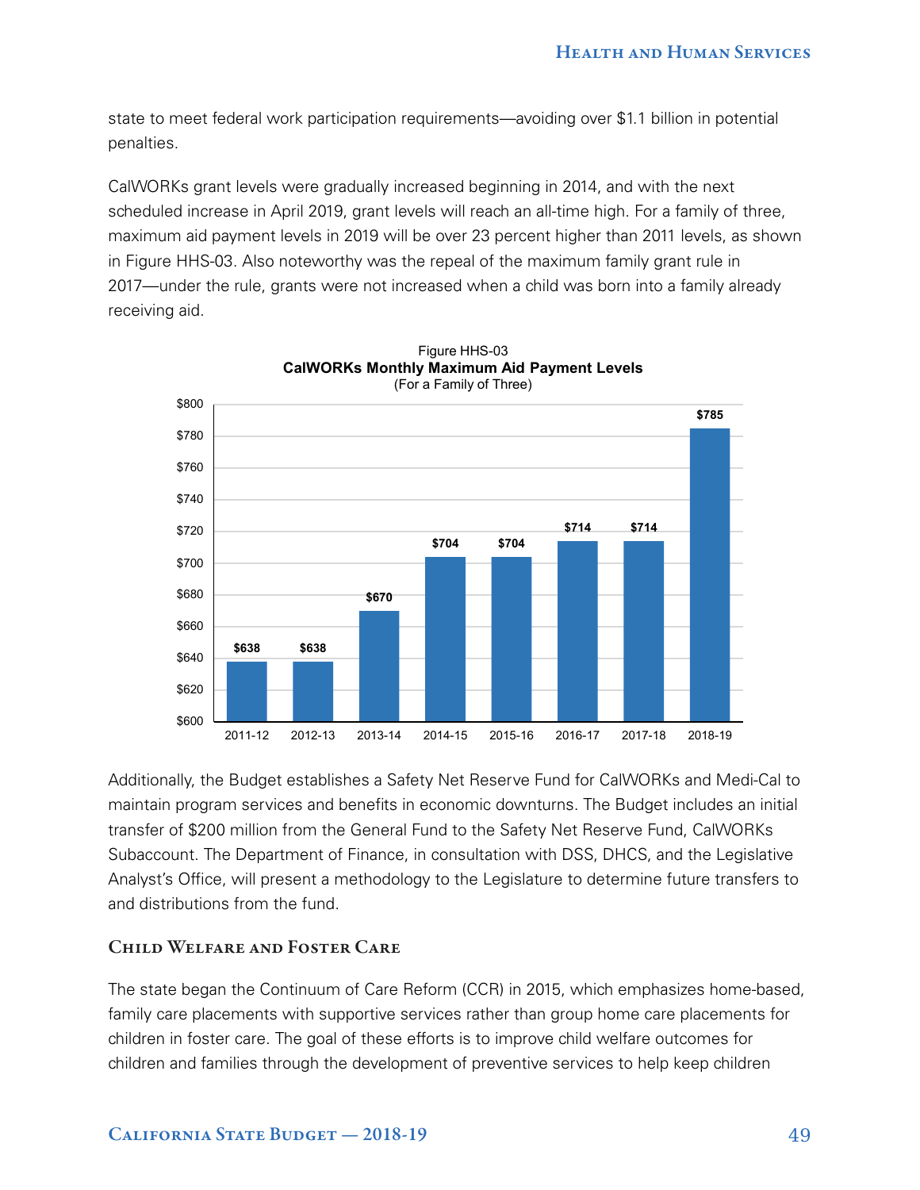state to meet federal work participation requirements—avoiding over $1.1 billion in potential penalties.

CalWORKs grant levels were gradually increased beginning in 2014, and with the next scheduled increase in April 2019, grant levels will reach an all-time high. For a family of three, maximum aid payment levels in 2019 will be over 23 percent higher than 2011 levels, as shown in Figure HHS-03. Also noteworthy was the repeal of the maximum family grant rule in 2017—under the rule, grants were not increased when a child was born into a family already receiving aid.

Figure HHS-03
**CalWORKs Monthly Maximum Aid Payment Levels**
(For a Family of Three)

| Year | Maximum Aid Payment |
|---|---|
| 2011-12 | $638 |
| 2012-13 | $638 |
| 2013-14 | $670 |
| 2014-15 | $704 |
| 2015-16 | $704 |
| 2016-17 | $714 |
| 2017-18 | $714 |
| 2018-19 | $785 |

Additionally, the Budget establishes a Safety Net Reserve Fund for CalWORKs and Medi-Cal to maintain program services and benefits in economic downturns. The Budget includes an initial transfer of $200 million from the General Fund to the Safety Net Reserve Fund, CalWORKs Subaccount. The Department of Finance, in consultation with DSS, DHCS, and the Legislative Analyst's Office, will present a methodology to the Legislature to determine future transfers to and distributions from the fund.

### Child Welfare and Foster Care

The state began the Continuum of Care Reform (CCR) in 2015, which emphasizes home-based, family care placements with supportive services rather than group home care placements for children in foster care. The goal of these efforts is to improve child welfare outcomes for children and families through the development of preventive services to help keep children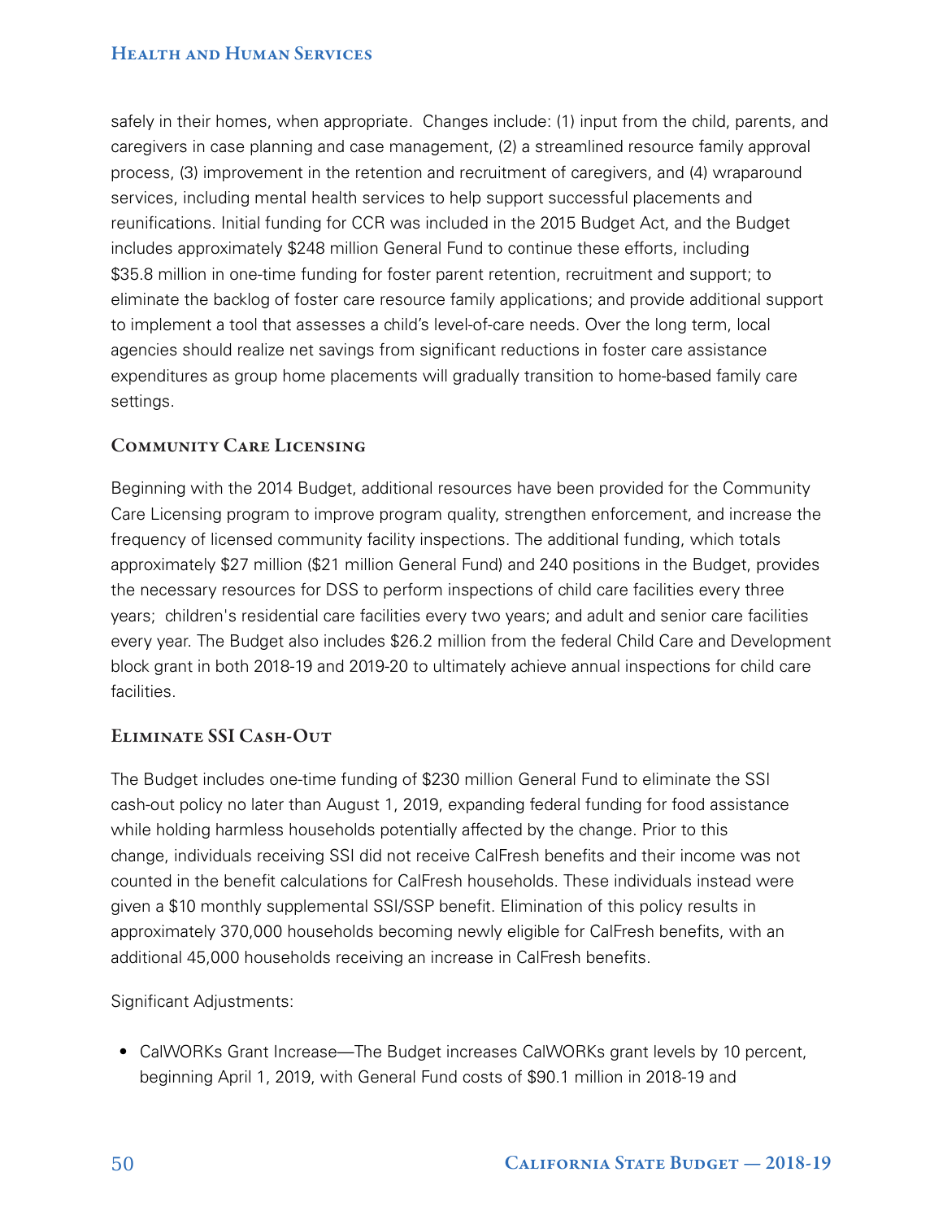safely in their homes, when appropriate. Changes include: (1) input from the child, parents, and caregivers in case planning and case management, (2) a streamlined resource family approval process, (3) improvement in the retention and recruitment of caregivers, and (4) wraparound services, including mental health services to help support successful placements and reunifications. Initial funding for CCR was included in the 2015 Budget Act, and the Budget includes approximately $248 million General Fund to continue these efforts, including $35.8 million in one-time funding for foster parent retention, recruitment and support; to eliminate the backlog of foster care resource family applications; and provide additional support to implement a tool that assesses a child's level-of-care needs. Over the long term, local agencies should realize net savings from significant reductions in foster care assistance expenditures as group home placements will gradually transition to home-based family care settings.

### Community Care Licensing

Beginning with the 2014 Budget, additional resources have been provided for the Community Care Licensing program to improve program quality, strengthen enforcement, and increase the frequency of licensed community facility inspections. The additional funding, which totals approximately $27 million ($21 million General Fund) and 240 positions in the Budget, provides the necessary resources for DSS to perform inspections of child care facilities every three years; children's residential care facilities every two years; and adult and senior care facilities every year. The Budget also includes $26.2 million from the federal Child Care and Development block grant in both 2018-19 and 2019-20 to ultimately achieve annual inspections for child care facilities.

### Eliminate SSI Cash-Out

The Budget includes one-time funding of $230 million General Fund to eliminate the SSI cash-out policy no later than August 1, 2019, expanding federal funding for food assistance while holding harmless households potentially affected by the change. Prior to this change, individuals receiving SSI did not receive CalFresh benefits and their income was not counted in the benefit calculations for CalFresh households. These individuals instead were given a $10 monthly supplemental SSI/SSP benefit. Elimination of this policy results in approximately 370,000 households becoming newly eligible for CalFresh benefits, with an additional 45,000 households receiving an increase in CalFresh benefits.

Significant Adjustments:

- CalWORKs Grant Increase—The Budget increases CalWORKs grant levels by 10 percent, beginning April 1, 2019, with General Fund costs of $90.1 million in 2018-19 and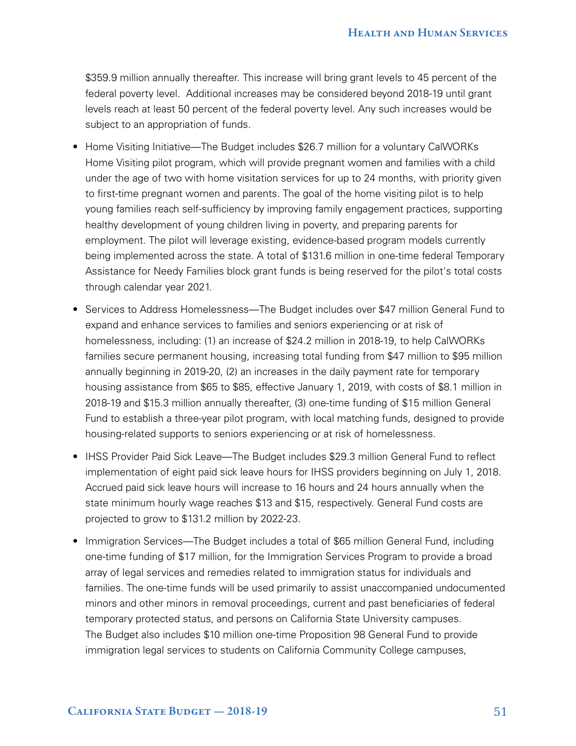$359.9 million annually thereafter. This increase will bring grant levels to 45 percent of the federal poverty level. Additional increases may be considered beyond 2018-19 until grant levels reach at least 50 percent of the federal poverty level. Any such increases would be subject to an appropriation of funds.

- Home Visiting Initiative—The Budget includes $26.7 million for a voluntary CalWORKs Home Visiting pilot program, which will provide pregnant women and families with a child under the age of two with home visitation services for up to 24 months, with priority given to first-time pregnant women and parents. The goal of the home visiting pilot is to help young families reach self-sufficiency by improving family engagement practices, supporting healthy development of young children living in poverty, and preparing parents for employment. The pilot will leverage existing, evidence-based program models currently being implemented across the state. A total of $131.6 million in one-time federal Temporary Assistance for Needy Families block grant funds is being reserved for the pilot's total costs through calendar year 2021.
- Services to Address Homelessness—The Budget includes over $47 million General Fund to expand and enhance services to families and seniors experiencing or at risk of homelessness, including: (1) an increase of $24.2 million in 2018-19, to help CalWORKs families secure permanent housing, increasing total funding from $47 million to $95 million annually beginning in 2019-20, (2) an increases in the daily payment rate for temporary housing assistance from $65 to $85, effective January 1, 2019, with costs of $8.1 million in 2018-19 and $15.3 million annually thereafter, (3) one-time funding of $15 million General Fund to establish a three-year pilot program, with local matching funds, designed to provide housing-related supports to seniors experiencing or at risk of homelessness.
- IHSS Provider Paid Sick Leave—The Budget includes $29.3 million General Fund to reflect implementation of eight paid sick leave hours for IHSS providers beginning on July 1, 2018. Accrued paid sick leave hours will increase to 16 hours and 24 hours annually when the state minimum hourly wage reaches $13 and $15, respectively. General Fund costs are projected to grow to $131.2 million by 2022-23.
- Immigration Services—The Budget includes a total of $65 million General Fund, including one-time funding of $17 million, for the Immigration Services Program to provide a broad array of legal services and remedies related to immigration status for individuals and families. The one-time funds will be used primarily to assist unaccompanied undocumented minors and other minors in removal proceedings, current and past beneficiaries of federal temporary protected status, and persons on California State University campuses. The Budget also includes $10 million one-time Proposition 98 General Fund to provide immigration legal services to students on California Community College campuses,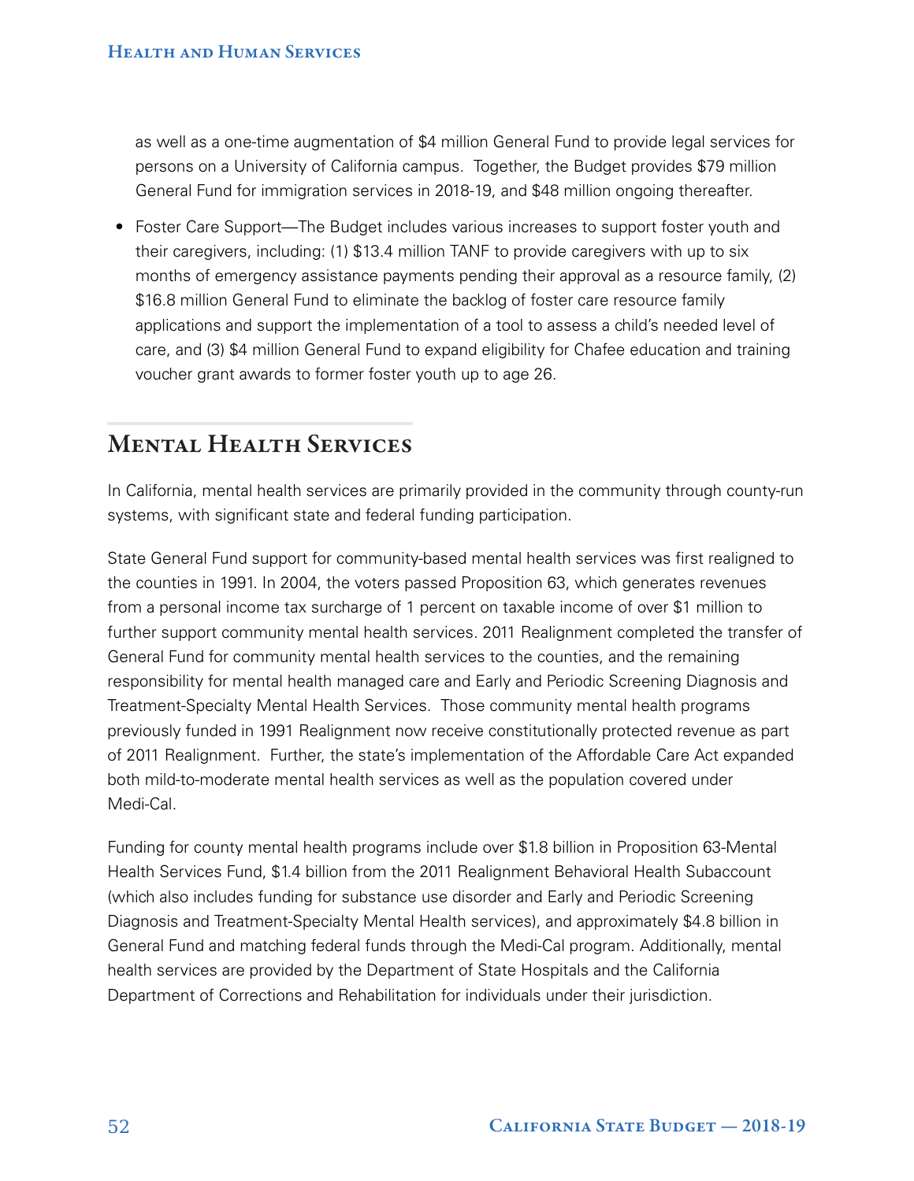as well as a one-time augmentation of $4 million General Fund to provide legal services for persons on a University of California campus. Together, the Budget provides $79 million General Fund for immigration services in 2018-19, and $48 million ongoing thereafter.

- Foster Care Support—The Budget includes various increases to support foster youth and their caregivers, including: (1) $13.4 million TANF to provide caregivers with up to six months of emergency assistance payments pending their approval as a resource family, (2) $16.8 million General Fund to eliminate the backlog of foster care resource family applications and support the implementation of a tool to assess a child's needed level of care, and (3) $4 million General Fund to expand eligibility for Chafee education and training voucher grant awards to former foster youth up to age 26.

## Mental Health Services

In California, mental health services are primarily provided in the community through county-run systems, with significant state and federal funding participation.

State General Fund support for community-based mental health services was first realigned to the counties in 1991. In 2004, the voters passed Proposition 63, which generates revenues from a personal income tax surcharge of 1 percent on taxable income of over $1 million to further support community mental health services. 2011 Realignment completed the transfer of General Fund for community mental health services to the counties, and the remaining responsibility for mental health managed care and Early and Periodic Screening Diagnosis and Treatment-Specialty Mental Health Services. Those community mental health programs previously funded in 1991 Realignment now receive constitutionally protected revenue as part of 2011 Realignment. Further, the state's implementation of the Affordable Care Act expanded both mild-to-moderate mental health services as well as the population covered under Medi-Cal.

Funding for county mental health programs include over $1.8 billion in Proposition 63-Mental Health Services Fund, $1.4 billion from the 2011 Realignment Behavioral Health Subaccount (which also includes funding for substance use disorder and Early and Periodic Screening Diagnosis and Treatment-Specialty Mental Health services), and approximately $4.8 billion in General Fund and matching federal funds through the Medi-Cal program. Additionally, mental health services are provided by the Department of State Hospitals and the California Department of Corrections and Rehabilitation for individuals under their jurisdiction.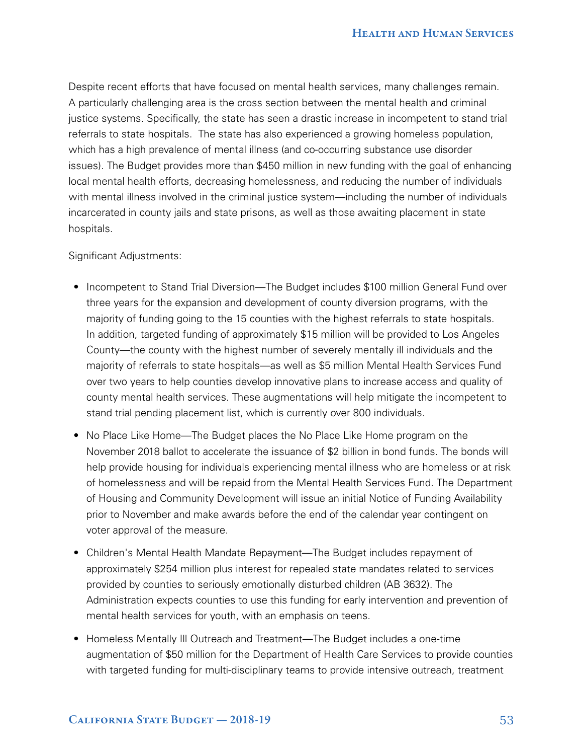Despite recent efforts that have focused on mental health services, many challenges remain. A particularly challenging area is the cross section between the mental health and criminal justice systems. Specifically, the state has seen a drastic increase in incompetent to stand trial referrals to state hospitals. The state has also experienced a growing homeless population, which has a high prevalence of mental illness (and co-occurring substance use disorder issues). The Budget provides more than $450 million in new funding with the goal of enhancing local mental health efforts, decreasing homelessness, and reducing the number of individuals with mental illness involved in the criminal justice system—including the number of individuals incarcerated in county jails and state prisons, as well as those awaiting placement in state hospitals.

Significant Adjustments:

- Incompetent to Stand Trial Diversion—The Budget includes $100 million General Fund over three years for the expansion and development of county diversion programs, with the majority of funding going to the 15 counties with the highest referrals to state hospitals. In addition, targeted funding of approximately $15 million will be provided to Los Angeles County—the county with the highest number of severely mentally ill individuals and the majority of referrals to state hospitals—as well as $5 million Mental Health Services Fund over two years to help counties develop innovative plans to increase access and quality of county mental health services. These augmentations will help mitigate the incompetent to stand trial pending placement list, which is currently over 800 individuals.
- No Place Like Home—The Budget places the No Place Like Home program on the November 2018 ballot to accelerate the issuance of $2 billion in bond funds. The bonds will help provide housing for individuals experiencing mental illness who are homeless or at risk of homelessness and will be repaid from the Mental Health Services Fund. The Department of Housing and Community Development will issue an initial Notice of Funding Availability prior to November and make awards before the end of the calendar year contingent on voter approval of the measure.
- Children's Mental Health Mandate Repayment—The Budget includes repayment of approximately $254 million plus interest for repealed state mandates related to services provided by counties to seriously emotionally disturbed children (AB 3632). The Administration expects counties to use this funding for early intervention and prevention of mental health services for youth, with an emphasis on teens.
- Homeless Mentally Ill Outreach and Treatment—The Budget includes a one-time augmentation of $50 million for the Department of Health Care Services to provide counties with targeted funding for multi-disciplinary teams to provide intensive outreach, treatment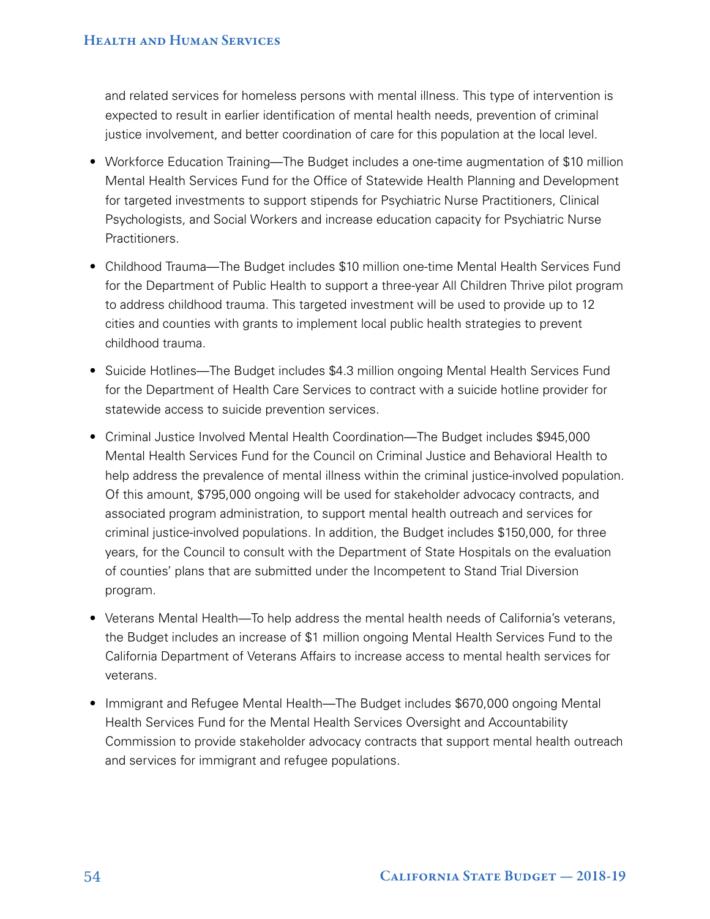and related services for homeless persons with mental illness. This type of intervention is expected to result in earlier identification of mental health needs, prevention of criminal justice involvement, and better coordination of care for this population at the local level.

- Workforce Education Training—The Budget includes a one-time augmentation of $10 million Mental Health Services Fund for the Office of Statewide Health Planning and Development for targeted investments to support stipends for Psychiatric Nurse Practitioners, Clinical Psychologists, and Social Workers and increase education capacity for Psychiatric Nurse Practitioners.

- Childhood Trauma—The Budget includes $10 million one-time Mental Health Services Fund for the Department of Public Health to support a three-year All Children Thrive pilot program to address childhood trauma. This targeted investment will be used to provide up to 12 cities and counties with grants to implement local public health strategies to prevent childhood trauma.

- Suicide Hotlines—The Budget includes $4.3 million ongoing Mental Health Services Fund for the Department of Health Care Services to contract with a suicide hotline provider for statewide access to suicide prevention services.

- Criminal Justice Involved Mental Health Coordination—The Budget includes $945,000 Mental Health Services Fund for the Council on Criminal Justice and Behavioral Health to help address the prevalence of mental illness within the criminal justice-involved population. Of this amount, $795,000 ongoing will be used for stakeholder advocacy contracts, and associated program administration, to support mental health outreach and services for criminal justice-involved populations. In addition, the Budget includes $150,000, for three years, for the Council to consult with the Department of State Hospitals on the evaluation of counties' plans that are submitted under the Incompetent to Stand Trial Diversion program.

- Veterans Mental Health—To help address the mental health needs of California's veterans, the Budget includes an increase of $1 million ongoing Mental Health Services Fund to the California Department of Veterans Affairs to increase access to mental health services for veterans.

- Immigrant and Refugee Mental Health—The Budget includes $670,000 ongoing Mental Health Services Fund for the Mental Health Services Oversight and Accountability Commission to provide stakeholder advocacy contracts that support mental health outreach and services for immigrant and refugee populations.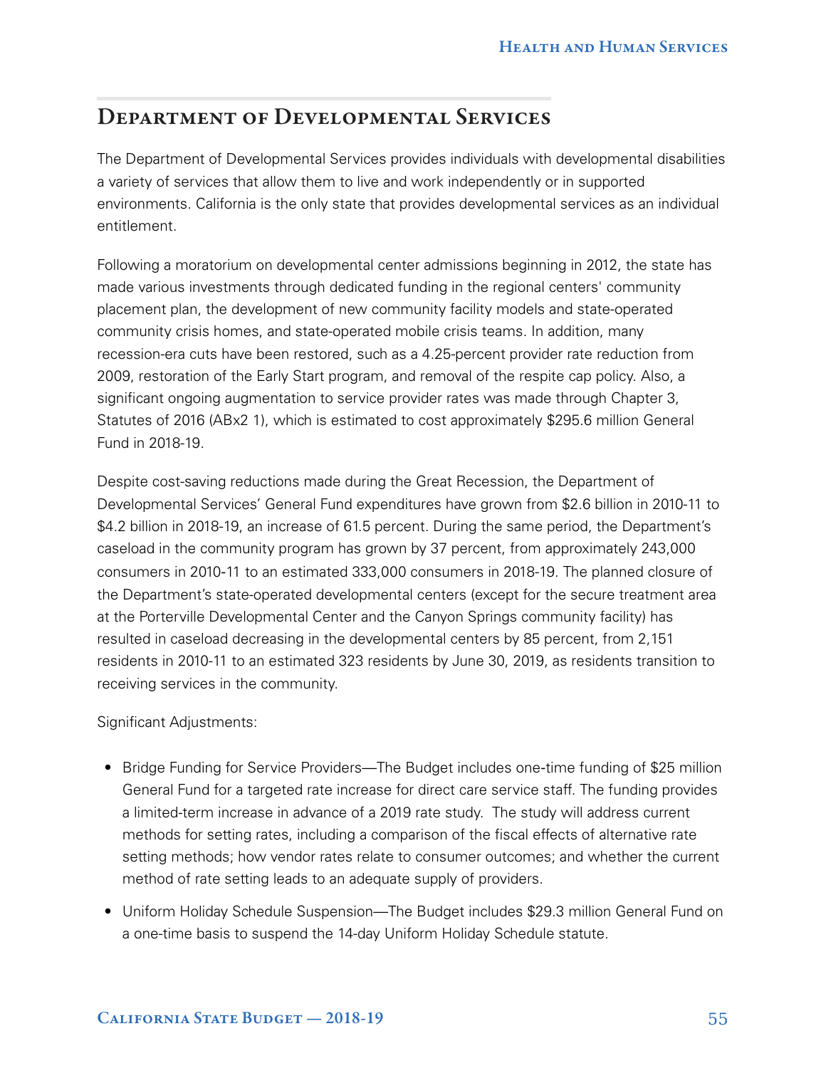## Department of Developmental Services

The Department of Developmental Services provides individuals with developmental disabilities a variety of services that allow them to live and work independently or in supported environments. California is the only state that provides developmental services as an individual entitlement.

Following a moratorium on developmental center admissions beginning in 2012, the state has made various investments through dedicated funding in the regional centers' community placement plan, the development of new community facility models and state-operated community crisis homes, and state-operated mobile crisis teams. In addition, many recession-era cuts have been restored, such as a 4.25-percent provider rate reduction from 2009, restoration of the Early Start program, and removal of the respite cap policy. Also, a significant ongoing augmentation to service provider rates was made through Chapter 3, Statutes of 2016 (ABx2 1), which is estimated to cost approximately $295.6 million General Fund in 2018-19.

Despite cost-saving reductions made during the Great Recession, the Department of Developmental Services' General Fund expenditures have grown from $2.6 billion in 2010-11 to $4.2 billion in 2018-19, an increase of 61.5 percent. During the same period, the Department's caseload in the community program has grown by 37 percent, from approximately 243,000 consumers in 2010-11 to an estimated 333,000 consumers in 2018-19. The planned closure of the Department's state-operated developmental centers (except for the secure treatment area at the Porterville Developmental Center and the Canyon Springs community facility) has resulted in caseload decreasing in the developmental centers by 85 percent, from 2,151 residents in 2010-11 to an estimated 323 residents by June 30, 2019, as residents transition to receiving services in the community.

Significant Adjustments:

- Bridge Funding for Service Providers—The Budget includes one-time funding of $25 million General Fund for a targeted rate increase for direct care service staff. The funding provides a limited-term increase in advance of a 2019 rate study. The study will address current methods for setting rates, including a comparison of the fiscal effects of alternative rate setting methods; how vendor rates relate to consumer outcomes; and whether the current method of rate setting leads to an adequate supply of providers.
- Uniform Holiday Schedule Suspension—The Budget includes $29.3 million General Fund on a one-time basis to suspend the 14-day Uniform Holiday Schedule statute.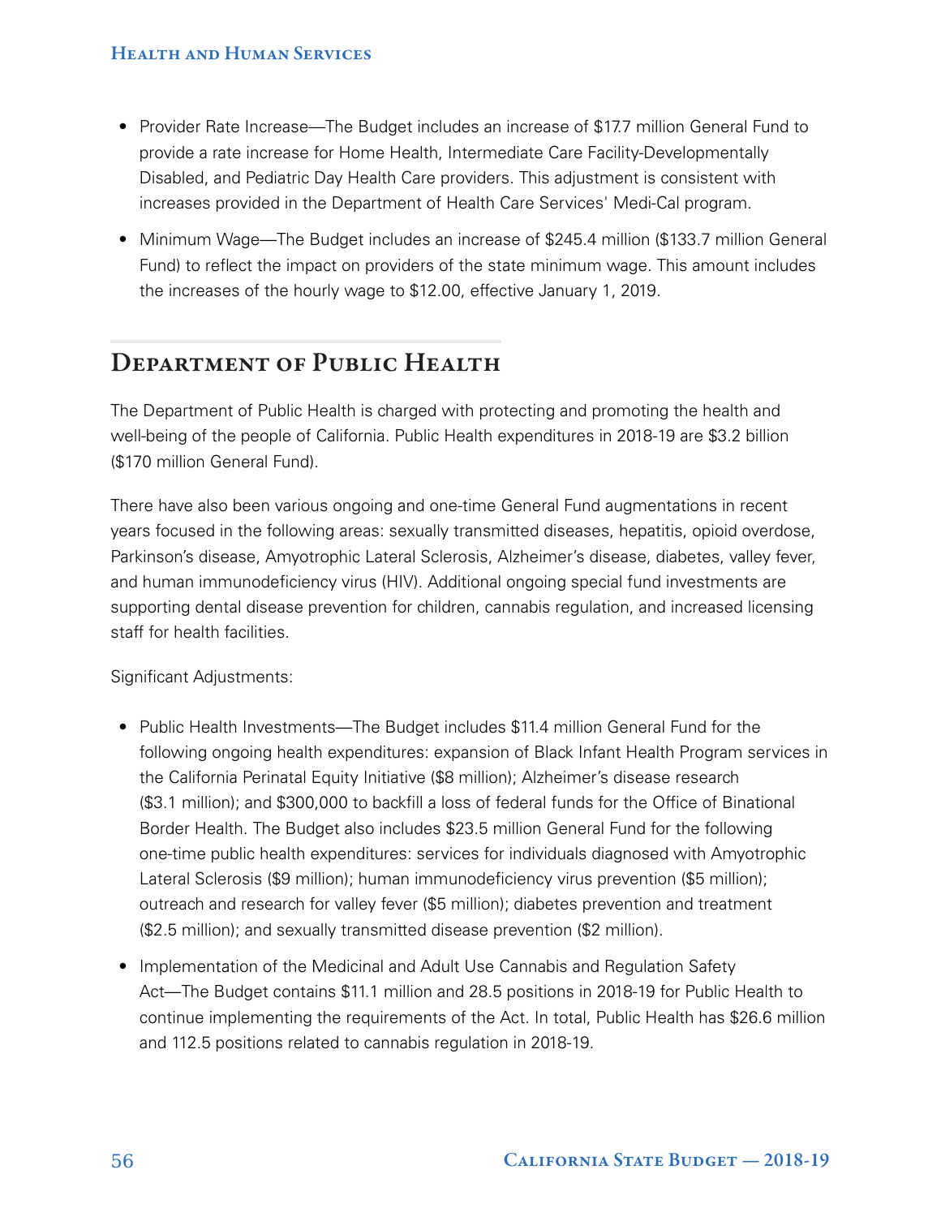- Provider Rate Increase—The Budget includes an increase of $17.7 million General Fund to provide a rate increase for Home Health, Intermediate Care Facility-Developmentally Disabled, and Pediatric Day Health Care providers. This adjustment is consistent with increases provided in the Department of Health Care Services' Medi-Cal program.
- Minimum Wage—The Budget includes an increase of $245.4 million ($133.7 million General Fund) to reflect the impact on providers of the state minimum wage. This amount includes the increases of the hourly wage to $12.00, effective January 1, 2019.

## Department of Public Health

The Department of Public Health is charged with protecting and promoting the health and well-being of the people of California. Public Health expenditures in 2018-19 are $3.2 billion ($170 million General Fund).

There have also been various ongoing and one-time General Fund augmentations in recent years focused in the following areas: sexually transmitted diseases, hepatitis, opioid overdose, Parkinson's disease, Amyotrophic Lateral Sclerosis, Alzheimer's disease, diabetes, valley fever, and human immunodeficiency virus (HIV). Additional ongoing special fund investments are supporting dental disease prevention for children, cannabis regulation, and increased licensing staff for health facilities.

Significant Adjustments:

- Public Health Investments—The Budget includes $11.4 million General Fund for the following ongoing health expenditures: expansion of Black Infant Health Program services in the California Perinatal Equity Initiative ($8 million); Alzheimer's disease research ($3.1 million); and $300,000 to backfill a loss of federal funds for the Office of Binational Border Health. The Budget also includes $23.5 million General Fund for the following one-time public health expenditures: services for individuals diagnosed with Amyotrophic Lateral Sclerosis ($9 million); human immunodeficiency virus prevention ($5 million); outreach and research for valley fever ($5 million); diabetes prevention and treatment ($2.5 million); and sexually transmitted disease prevention ($2 million).
- Implementation of the Medicinal and Adult Use Cannabis and Regulation Safety Act—The Budget contains $11.1 million and 28.5 positions in 2018-19 for Public Health to continue implementing the requirements of the Act. In total, Public Health has $26.6 million and 112.5 positions related to cannabis regulation in 2018-19.